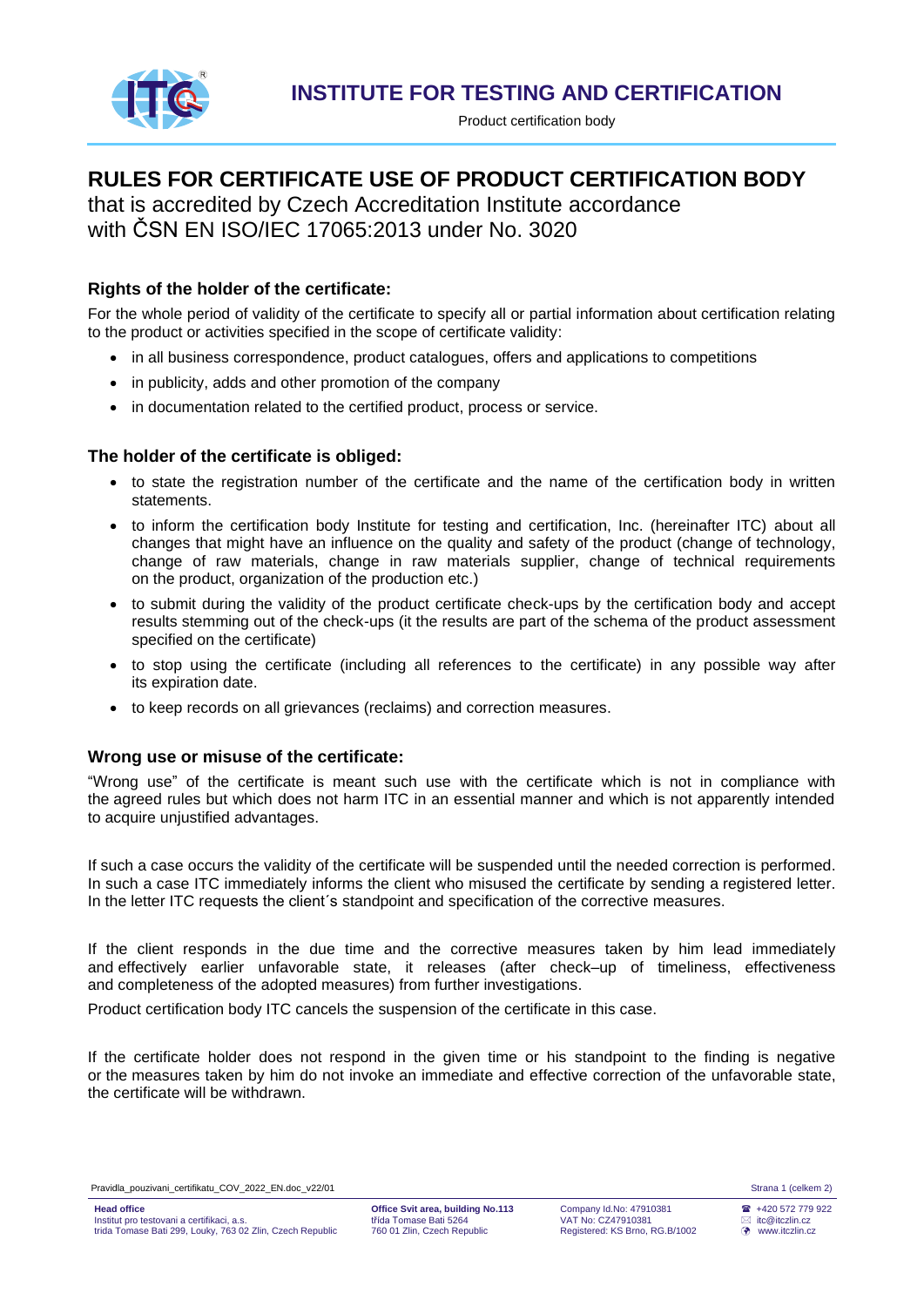# INSTITUTE FOR TESTING AND CERTIFICATION

Product certification body

# RULES FOR CERTIFICATE USE OF PRODUCT CERTIFICATION BODY

that is accredited by Czech Accreditation Institute accordance with ČSN EN ISO/IEC 17065:2013 under No. 3020

### Rights of the holder of the certificate:

For the whole period of validity of the certificate to specify all or partial information about certification relating to the product or activities specified in the scope of certificate validity:

- in all business correspondence, product catalogues, offers and applications to competitions
- in publicity, adds and other promotion of the company
- in documentation related to the certified product, process or service.

### The holder of the certificate is obliged:

- to state the registration number of the certificate and the name of the certification body in written statements.
- to inform the certification body Institute for testing and certification, Inc. (hereinafter ITC) about all changes that might have an influence on the quality and safety of the product (change of technology, change of raw materials, change in raw materials supplier, change of technical requirements on the product, organization of the production etc.)
- to submit during the validity of the product certificate check-ups by the certification body and accept results stemming out of the check-ups (it the results are part of the schema of the product assessment specified on the certificate)
- to stop using the certificate (including all references to the certificate) in any possible way after its expiration date.
- to keep records on all grievances (reclaims) and correction measures.

### Wrong use or misuse of the certificate:

"Wrong use" of the certificate is meant such use with the certificate which is not in compliance with the agreed rules but which does not harm ITC in an essential manner and which is not apparently intended to acquire unjustified advantages.

If such a case occurs the validity of the certificate will be suspended until the needed correction is performed. In such a case ITC immediately informs the client who misused the certificate by sending a registered letter. In the letter ITC requests the client´s standpoint and specification of the corrective measures.

If the client responds in the due time and the corrective measures taken by him lead immediately and effectively earlier unfavorable state, it releases (after check–up of timeliness, effectiveness and completeness of the adopted measures) from further investigations.

Product certification body ITC cancels the suspension of the certificate in this case.

If the certificate holder does not respond in the given time or his standpoint to the finding is negative or the measures taken by him do not invoke an immediate and effective correction of the unfavorable state, the certificate will be withdrawn.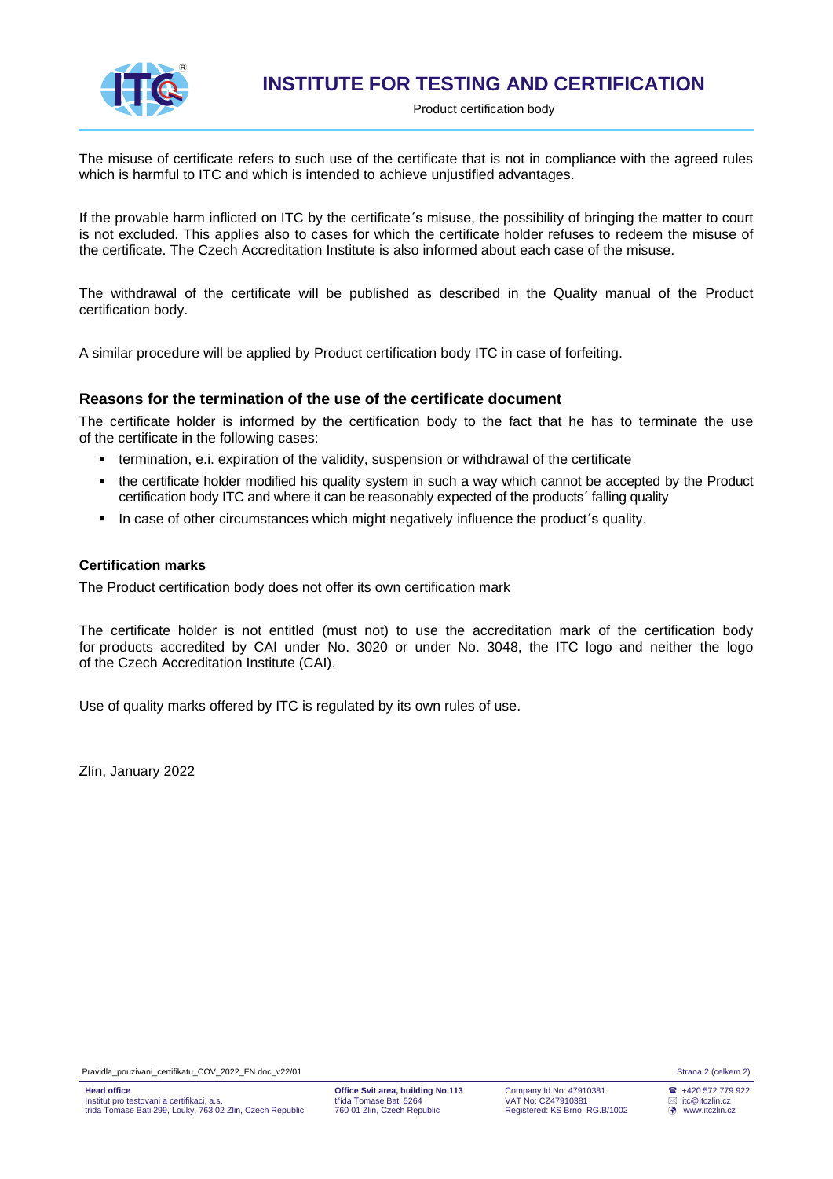The misuse of certificate refers to such use of the certificate that is not in compliance with the agreed rules which is harmful to ITC and which is intended to achieve unjustified advantages.

If the provable harm inflicted on ITC by the certificate´s misuse, the possibility of bringing the matter to court is not excluded. This applies also to cases for which the certificate holder refuses to redeem the misuse of the certificate. The Czech Accreditation Institute is also informed about each case of the misuse.

The withdrawal of the certificate will be published as described in the Quality manual of the Product certification body.

A similar procedure will be applied by Product certification body ITC in case of forfeiting.

## Reasons for the termination of the use of the certificate document

The certificate holder is informed by the certification body to the fact that he has to terminate the use of the certificate in the following cases:

- termination, e.i. expiration of the validity, suspension or withdrawal of the certificate
- the certificate holder modified his quality system in such a way which cannot be accepted by the Product certification body ITC and where it can be reasonably expected of the products´ falling quality
- In case of other circumstances which might negatively influence the product´s quality.

### Certification marks

The Product certification body does not offer its own certification mark

The certificate holder is not entitled (must not) to use the accreditation mark of the certification body for products accredited by CAI under No. 3020 or under No. 3048, the ITC logo and neither the logo of the Czech Accreditation Institute (CAI).

Use of quality marks offered by ITC is regulated by its own rules of use.

Zlín, January 2022